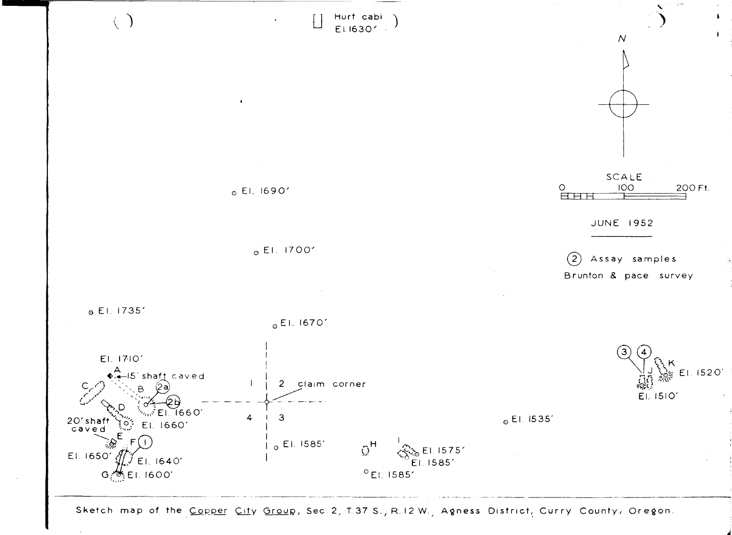Hurt cabi
El. 1630'

N

SCALE

0 100 200 Ft.

JUNE 1952

(2) Assay samples

Brunton & pace survey

El. 1690'

El. 1700'

El. 1735'

El. 1670'

El. 1710'

A ← 15' shaft caved

B (2a)

C

(2b)

El. 1660'

D

20' shaft caved

El. 1660'

E

F (1)

El. 1650'

El. 1640'

G El. 1600'

1 | 2 claim corner

4 | 3

El. 1585'

H

I

El. 1575'

El. 1585'

El. 1585'

El. 1535'

(3) (4)

J

K

El. 1520'

El. 1510'

Sketch map of the Copper City Group, Sec. 2, T. 37 S., R. 12 W., Agness District, Curry County, Oregon.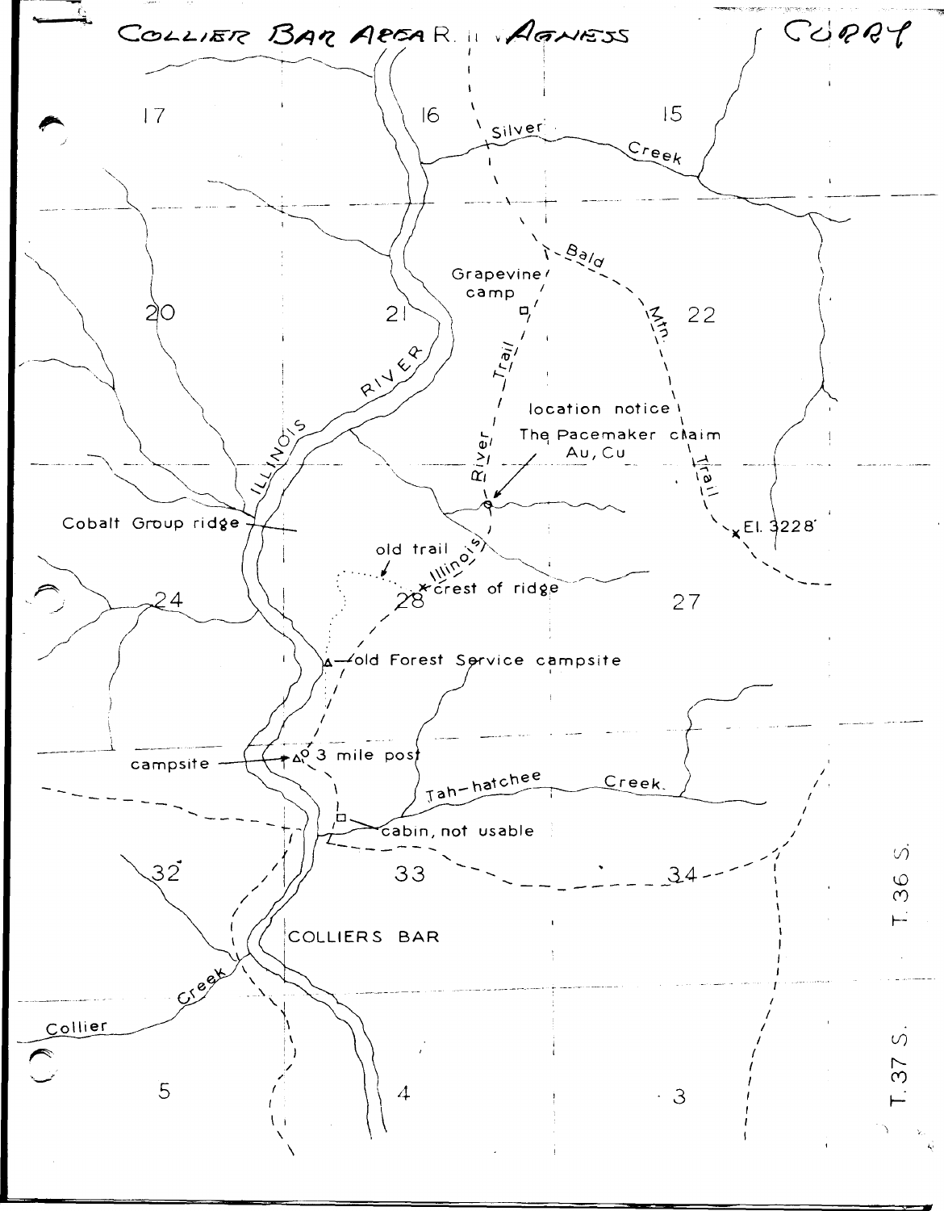COLLIER BAR AREA R. ii W AGNESS

CURRY

17

16

15

Silver Creek

Bald Mtn. Trail

Grapevine camp

20

21

22

ILLINOIS RIVER

River Trail

location notice

The Pacemaker claim Au, Cu

Cobalt Group ridge

El. 3228'

old trail

Illinois

crest of ridge

24

28

27

old Forest Service campsite

campsite

3 mile post

Tah-hatchee Creek.

cabin, not usable

32

33

34

T. 36 S.

COLLIERS BAR

Collier Creek

5

4

3

T. 37 S.